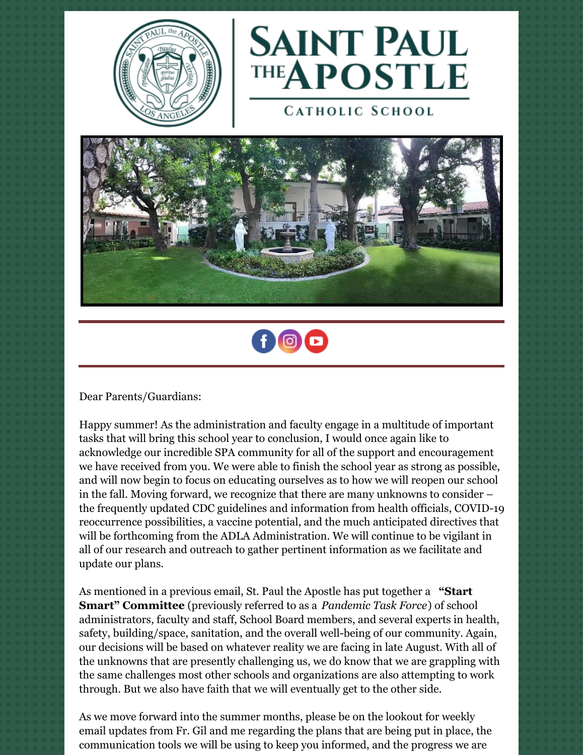# Saint Paul the Apostle

## Catholic School

Dear Parents/Guardians:

Happy summer! As the administration and faculty engage in a multitude of important tasks that will bring this school year to conclusion, I would once again like to acknowledge our incredible SPA community for all of the support and encouragement we have received from you. We were able to finish the school year as strong as possible, and will now begin to focus on educating ourselves as to how we will reopen our school in the fall. Moving forward, we recognize that there are many unknowns to consider – the frequently updated CDC guidelines and information from health officials, COVID-19 reoccurrence possibilities, a vaccine potential, and the much anticipated directives that will be forthcoming from the ADLA Administration. We will continue to be vigilant in all of our research and outreach to gather pertinent information as we facilitate and update our plans.

As mentioned in a previous email, St. Paul the Apostle has put together a **"Start Smart" Committee** (previously referred to as a *Pandemic Task Force*) of school administrators, faculty and staff, School Board members, and several experts in health, safety, building/space, sanitation, and the overall well-being of our community. Again, our decisions will be based on whatever reality we are facing in late August. With all of the unknowns that are presently challenging us, we do know that we are grappling with the same challenges most other schools and organizations are also attempting to work through. But we also have faith that we will eventually get to the other side.

As we move forward into the summer months, please be on the lookout for weekly email updates from Fr. Gil and me regarding the plans that are being put in place, the communication tools we will be using to keep you informed, and the progress we are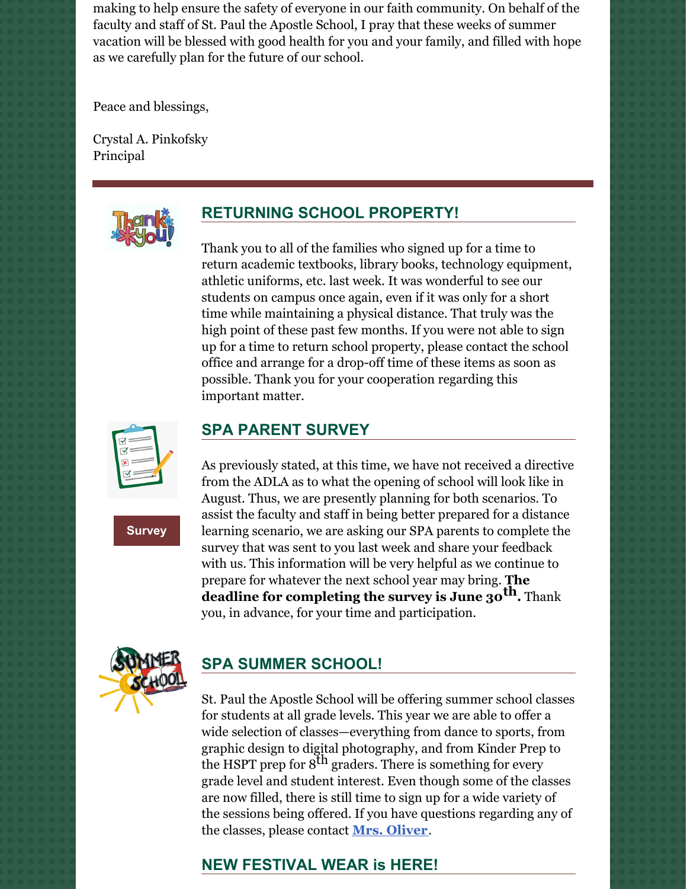making to help ensure the safety of everyone in our faith community. On behalf of the faculty and staff of St. Paul the Apostle School, I pray that these weeks of summer vacation will be blessed with good health for you and your family, and filled with hope as we carefully plan for the future of our school.

Peace and blessings,

Crystal A. Pinkofsky
Principal

## RETURNING SCHOOL PROPERTY!

Thank you to all of the families who signed up for a time to return academic textbooks, library books, technology equipment, athletic uniforms, etc. last week. It was wonderful to see our students on campus once again, even if it was only for a short time while maintaining a physical distance. That truly was the high point of these past few months. If you were not able to sign up for a time to return school property, please contact the school office and arrange for a drop-off time of these items as soon as possible. Thank you for your cooperation regarding this important matter.

## SPA PARENT SURVEY

Survey

As previously stated, at this time, we have not received a directive from the ADLA as to what the opening of school will look like in August. Thus, we are presently planning for both scenarios. To assist the faculty and staff in being better prepared for a distance learning scenario, we are asking our SPA parents to complete the survey that was sent to you last week and share your feedback with us. This information will be very helpful as we continue to prepare for whatever the next school year may bring. **The deadline for completing the survey is June 30th.** Thank you, in advance, for your time and participation.

## SPA SUMMER SCHOOL!

St. Paul the Apostle School will be offering summer school classes for students at all grade levels. This year we are able to offer a wide selection of classes—everything from dance to sports, from graphic design to digital photography, and from Kinder Prep to the HSPT prep for 8th graders. There is something for every grade level and student interest. Even though some of the classes are now filled, there is still time to sign up for a wide variety of the sessions being offered. If you have questions regarding any of the classes, please contact **Mrs. Oliver**.

## NEW FESTIVAL WEAR is HERE!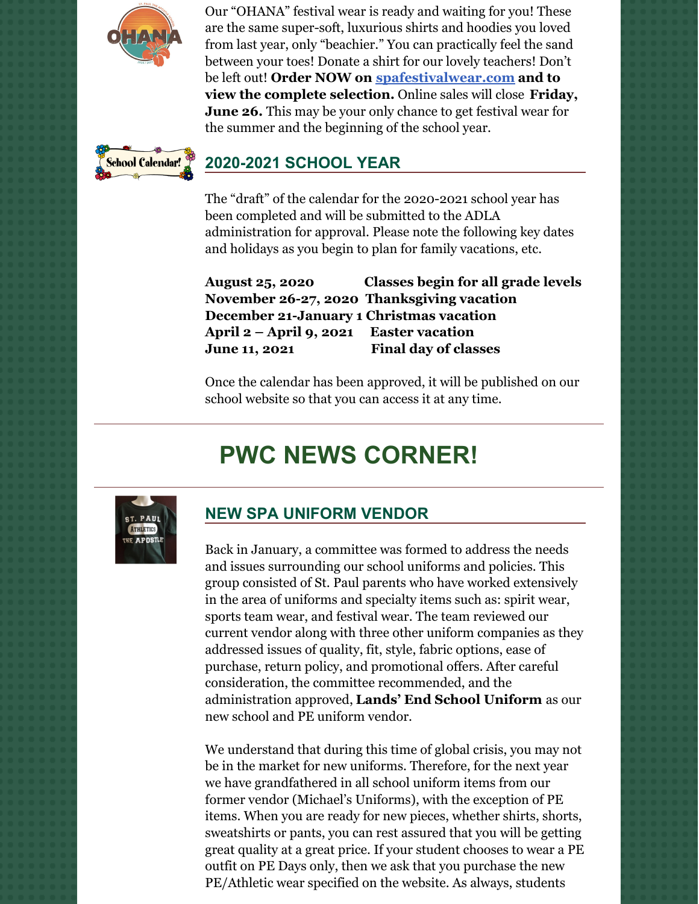Our "OHANA" festival wear is ready and waiting for you! These are the same super-soft, luxurious shirts and hoodies you loved from last year, only "beachier." You can practically feel the sand between your toes! Donate a shirt for our lovely teachers! Don't be left out! **Order NOW on spafestivalwear.com and to view the complete selection.** Online sales will close **Friday, June 26.** This may be your only chance to get festival wear for the summer and the beginning of the school year.

## 2020-2021 SCHOOL YEAR

The "draft" of the calendar for the 2020-2021 school year has been completed and will be submitted to the ADLA administration for approval. Please note the following key dates and holidays as you begin to plan for family vacations, etc.

| | |
|---|---|
| **August 25, 2020** | **Classes begin for all grade levels** |
| **November 26-27, 2020** | **Thanksgiving vacation** |
| **December 21-January 1** | **Christmas vacation** |
| **April 2 – April 9, 2021** | **Easter vacation** |
| **June 11, 2021** | **Final day of classes** |

Once the calendar has been approved, it will be published on our school website so that you can access it at any time.

# PWC NEWS CORNER!

## NEW SPA UNIFORM VENDOR

Back in January, a committee was formed to address the needs and issues surrounding our school uniforms and policies. This group consisted of St. Paul parents who have worked extensively in the area of uniforms and specialty items such as: spirit wear, sports team wear, and festival wear. The team reviewed our current vendor along with three other uniform companies as they addressed issues of quality, fit, style, fabric options, ease of purchase, return policy, and promotional offers. After careful consideration, the committee recommended, and the administration approved, **Lands' End School Uniform** as our new school and PE uniform vendor.

We understand that during this time of global crisis, you may not be in the market for new uniforms. Therefore, for the next year we have grandfathered in all school uniform items from our former vendor (Michael's Uniforms), with the exception of PE items. When you are ready for new pieces, whether shirts, shorts, sweatshirts or pants, you can rest assured that you will be getting great quality at a great price. If your student chooses to wear a PE outfit on PE Days only, then we ask that you purchase the new PE/Athletic wear specified on the website. As always, students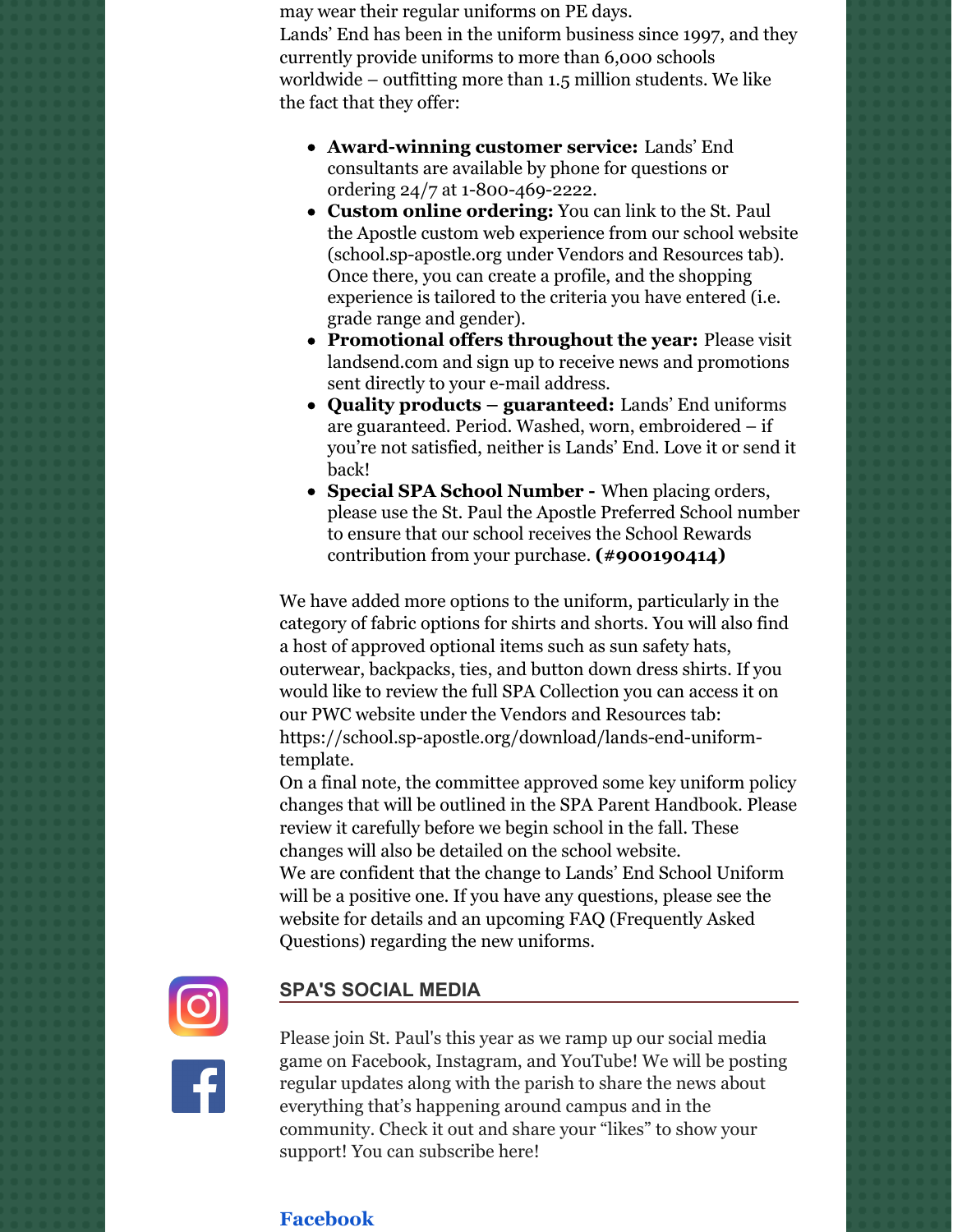may wear their regular uniforms on PE days.

Lands' End has been in the uniform business since 1997, and they currently provide uniforms to more than 6,000 schools worldwide – outfitting more than 1.5 million students. We like the fact that they offer:

- **Award-winning customer service:** Lands' End consultants are available by phone for questions or ordering 24/7 at 1-800-469-2222.
- **Custom online ordering:** You can link to the St. Paul the Apostle custom web experience from our school website (school.sp-apostle.org under Vendors and Resources tab). Once there, you can create a profile, and the shopping experience is tailored to the criteria you have entered (i.e. grade range and gender).
- **Promotional offers throughout the year:** Please visit landsend.com and sign up to receive news and promotions sent directly to your e-mail address.
- **Quality products – guaranteed:** Lands' End uniforms are guaranteed. Period. Washed, worn, embroidered – if you're not satisfied, neither is Lands' End. Love it or send it back!
- **Special SPA School Number -** When placing orders, please use the St. Paul the Apostle Preferred School number to ensure that our school receives the School Rewards contribution from your purchase. **(#900190414)**

We have added more options to the uniform, particularly in the category of fabric options for shirts and shorts. You will also find a host of approved optional items such as sun safety hats, outerwear, backpacks, ties, and button down dress shirts. If you would like to review the full SPA Collection you can access it on our PWC website under the Vendors and Resources tab: https://school.sp-apostle.org/download/lands-end-uniform-template.

On a final note, the committee approved some key uniform policy changes that will be outlined in the SPA Parent Handbook. Please review it carefully before we begin school in the fall. These changes will also be detailed on the school website.

We are confident that the change to Lands' End School Uniform will be a positive one. If you have any questions, please see the website for details and an upcoming FAQ (Frequently Asked Questions) regarding the new uniforms.

## SPA'S SOCIAL MEDIA

Please join St. Paul's this year as we ramp up our social media game on Facebook, Instagram, and YouTube! We will be posting regular updates along with the parish to share the news about everything that's happening around campus and in the community. Check it out and share your "likes" to show your support! You can subscribe here!

**Facebook**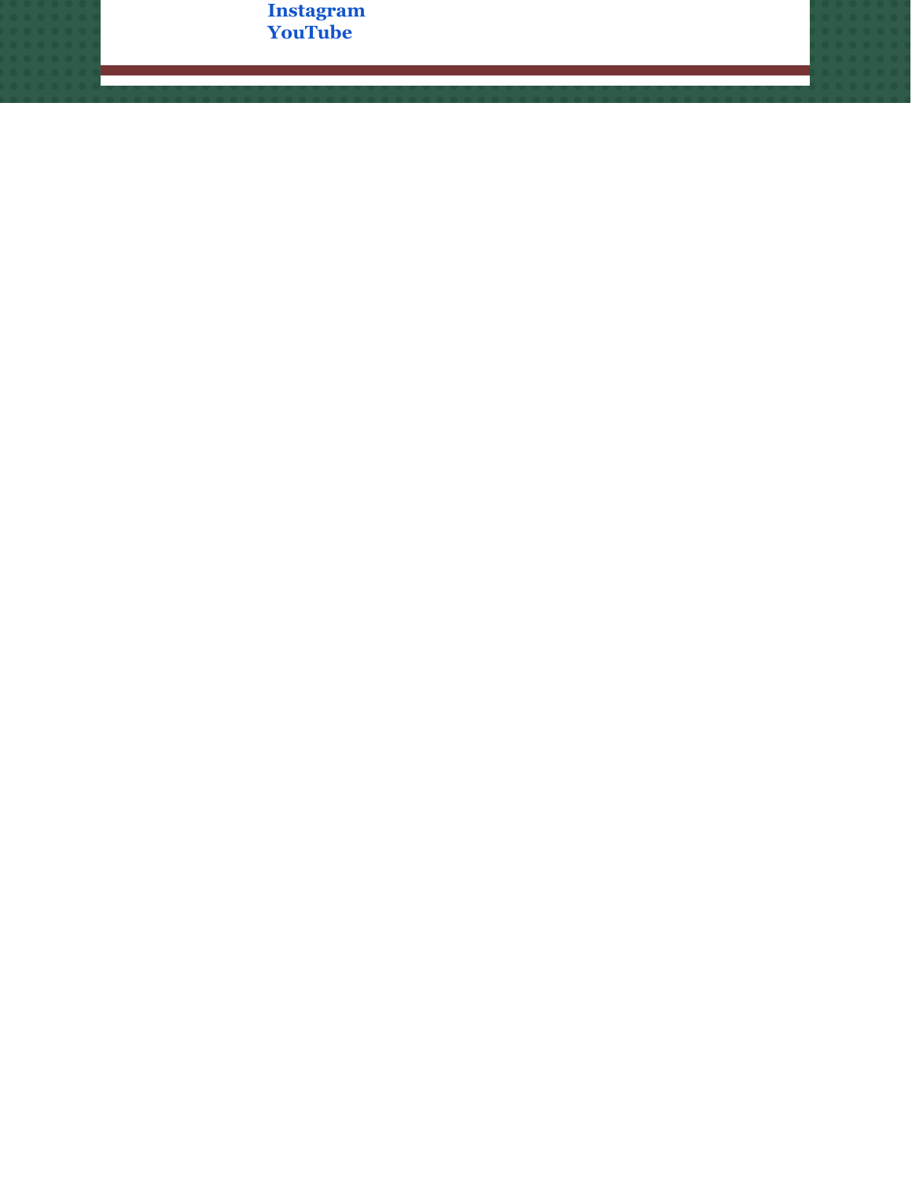Instagram
YouTube